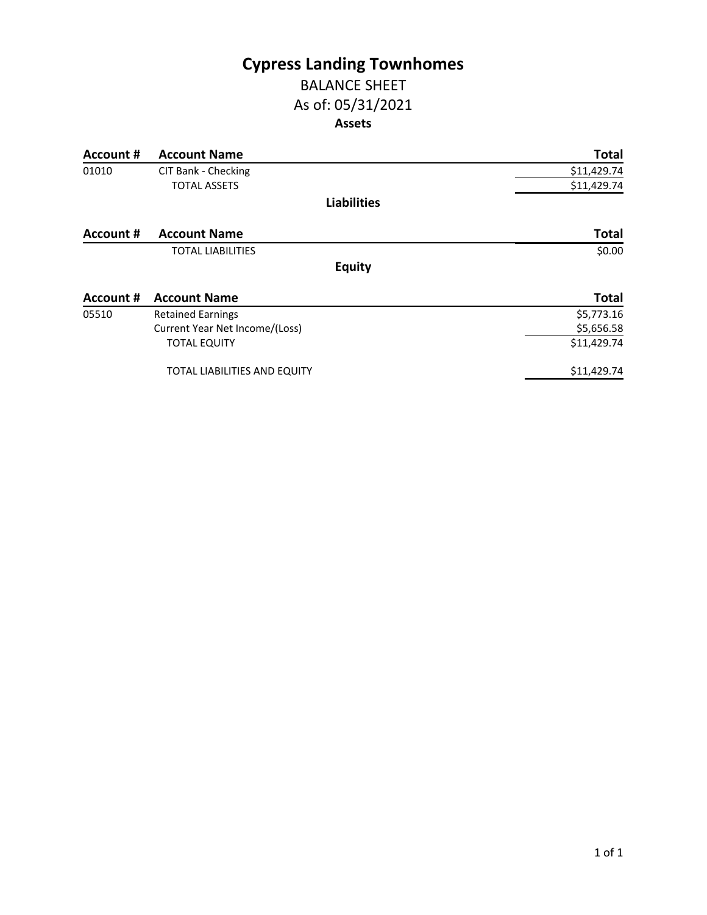# Cypress Landing Townhomes

## BALANCE SHEET

## As of: 05/31/2021

### Assets

| Account # | Account Name | Total |
|---|---|---|
| 01010 | CIT Bank - Checking | $11,429.74 |
| | TOTAL ASSETS | $11,429.74 |

### Liabilities

| Account # | Account Name | Total |
|---|---|---|
| | TOTAL LIABILITIES | $0.00 |

### Equity

| Account # | Account Name | Total |
|---|---|---|
| 05510 | Retained Earnings | $5,773.16 |
| | Current Year Net Income/(Loss) | $5,656.58 |
| | TOTAL EQUITY | $11,429.74 |
| | TOTAL LIABILITIES AND EQUITY | $11,429.74 |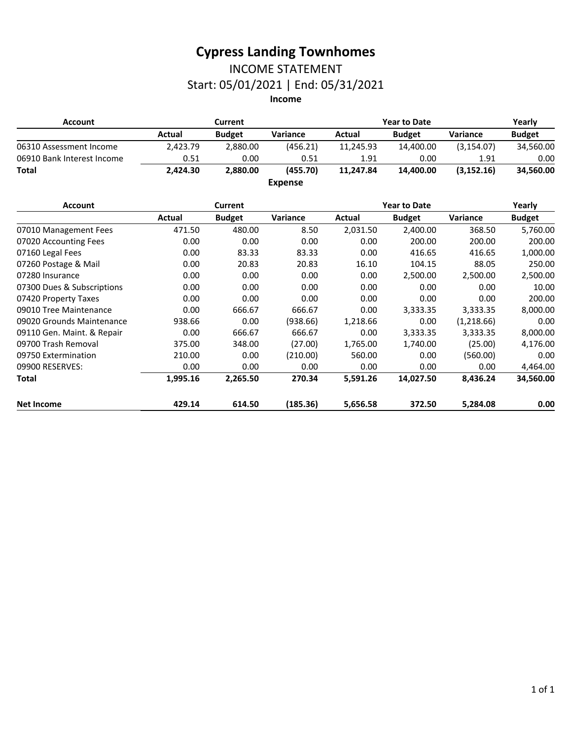# Cypress Landing Townhomes

## INCOME STATEMENT

### Start: 05/01/2021 | End: 05/31/2021

**Income**

| Account | Current | | | Year to Date | | | Yearly |
|---|---|---|---|---|---|---|---|
| | Actual | Budget | Variance | Actual | Budget | Variance | Budget |
| 06310 Assessment Income | 2,423.79 | 2,880.00 | (456.21) | 11,245.93 | 14,400.00 | (3,154.07) | 34,560.00 |
| 06910 Bank Interest Income | 0.51 | 0.00 | 0.51 | 1.91 | 0.00 | 1.91 | 0.00 |
| **Total** | **2,424.30** | **2,880.00** | **(455.70)** | **11,247.84** | **14,400.00** | **(3,152.16)** | **34,560.00** |

**Expense**

| Account | Current | | | Year to Date | | | Yearly |
|---|---|---|---|---|---|---|---|
| | Actual | Budget | Variance | Actual | Budget | Variance | Budget |
| 07010 Management Fees | 471.50 | 480.00 | 8.50 | 2,031.50 | 2,400.00 | 368.50 | 5,760.00 |
| 07020 Accounting Fees | 0.00 | 0.00 | 0.00 | 0.00 | 200.00 | 200.00 | 200.00 |
| 07160 Legal Fees | 0.00 | 83.33 | 83.33 | 0.00 | 416.65 | 416.65 | 1,000.00 |
| 07260 Postage & Mail | 0.00 | 20.83 | 20.83 | 16.10 | 104.15 | 88.05 | 250.00 |
| 07280 Insurance | 0.00 | 0.00 | 0.00 | 0.00 | 2,500.00 | 2,500.00 | 2,500.00 |
| 07300 Dues & Subscriptions | 0.00 | 0.00 | 0.00 | 0.00 | 0.00 | 0.00 | 10.00 |
| 07420 Property Taxes | 0.00 | 0.00 | 0.00 | 0.00 | 0.00 | 0.00 | 200.00 |
| 09010 Tree Maintenance | 0.00 | 666.67 | 666.67 | 0.00 | 3,333.35 | 3,333.35 | 8,000.00 |
| 09020 Grounds Maintenance | 938.66 | 0.00 | (938.66) | 1,218.66 | 0.00 | (1,218.66) | 0.00 |
| 09110 Gen. Maint. & Repair | 0.00 | 666.67 | 666.67 | 0.00 | 3,333.35 | 3,333.35 | 8,000.00 |
| 09700 Trash Removal | 375.00 | 348.00 | (27.00) | 1,765.00 | 1,740.00 | (25.00) | 4,176.00 |
| 09750 Extermination | 210.00 | 0.00 | (210.00) | 560.00 | 0.00 | (560.00) | 0.00 |
| 09900 RESERVES: | 0.00 | 0.00 | 0.00 | 0.00 | 0.00 | 0.00 | 4,464.00 |
| **Total** | **1,995.16** | **2,265.50** | **270.34** | **5,591.26** | **14,027.50** | **8,436.24** | **34,560.00** |
| **Net Income** | **429.14** | **614.50** | **(185.36)** | **5,656.58** | **372.50** | **5,284.08** | **0.00** |